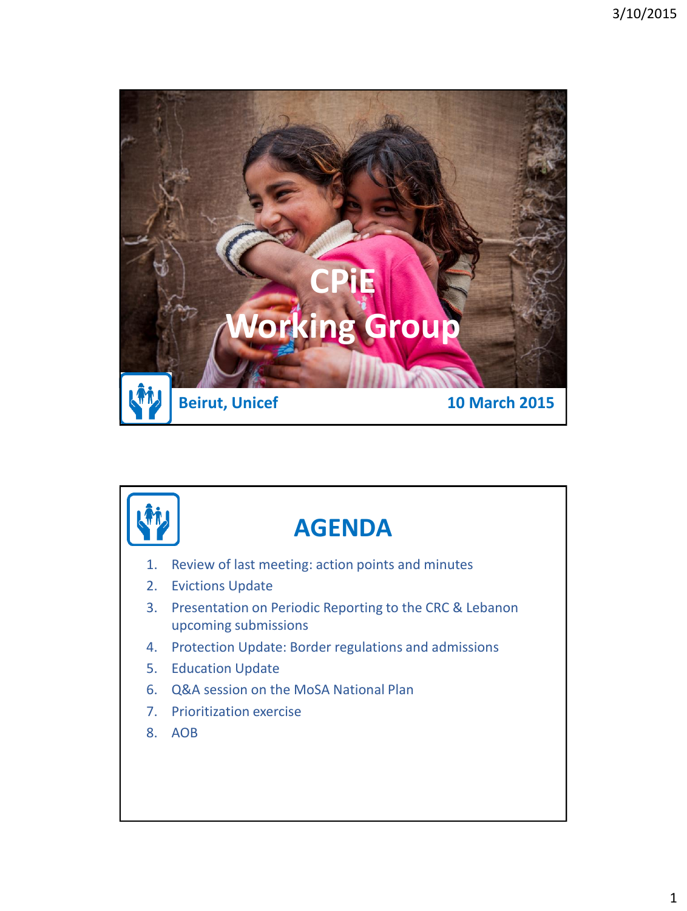# CPiE Working Group

Beirut, Unicef

10 March 2015

## AGENDA

1. Review of last meeting: action points and minutes
2. Evictions Update
3. Presentation on Periodic Reporting to the CRC & Lebanon upcoming submissions
4. Protection Update: Border regulations and admissions
5. Education Update
6. Q&A session on the MoSA National Plan
7. Prioritization exercise
8. AOB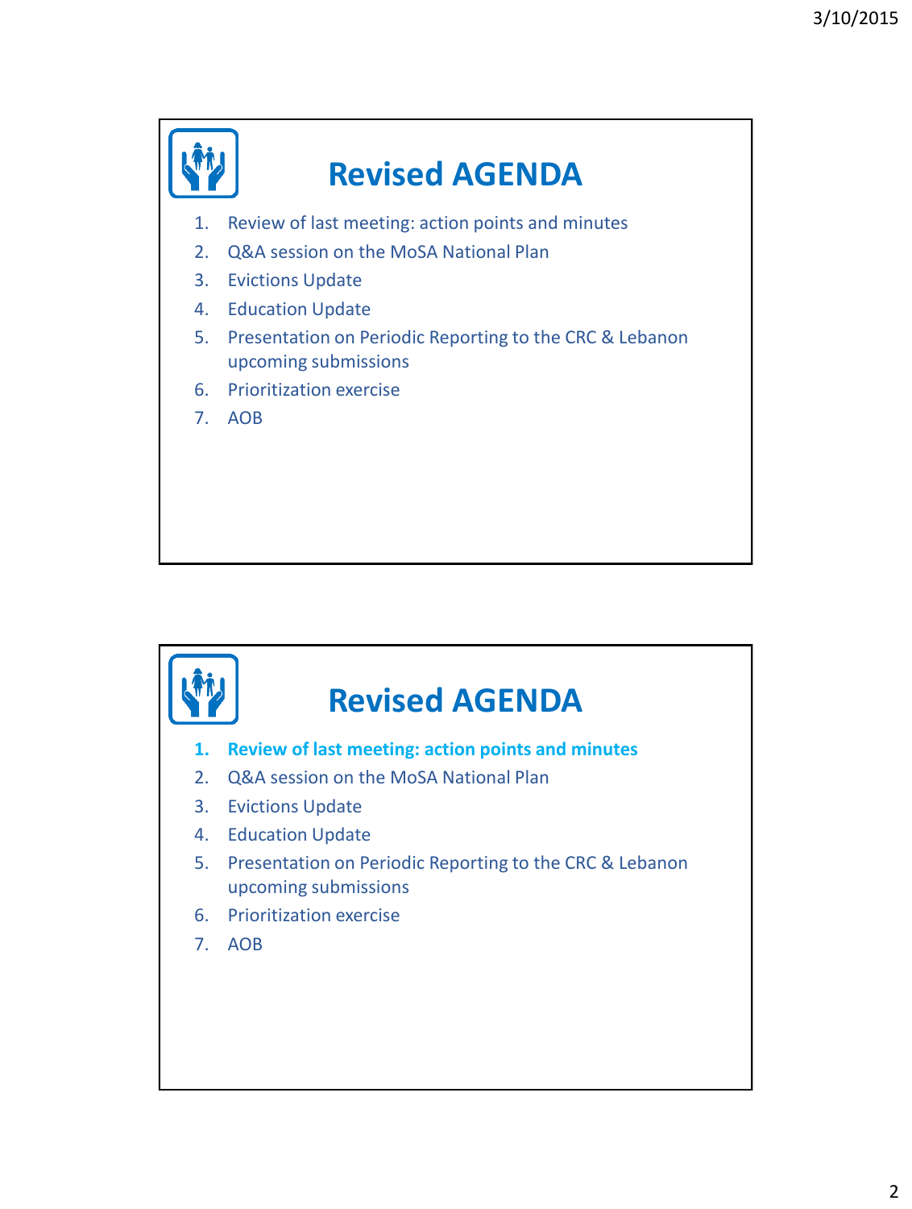# Revised AGENDA

1. Review of last meeting: action points and minutes
2. Q&A session on the MoSA National Plan
3. Evictions Update
4. Education Update
5. Presentation on Periodic Reporting to the CRC & Lebanon upcoming submissions
6. Prioritization exercise
7. AOB

# Revised AGENDA

1. **Review of last meeting: action points and minutes**
2. Q&A session on the MoSA National Plan
3. Evictions Update
4. Education Update
5. Presentation on Periodic Reporting to the CRC & Lebanon upcoming submissions
6. Prioritization exercise
7. AOB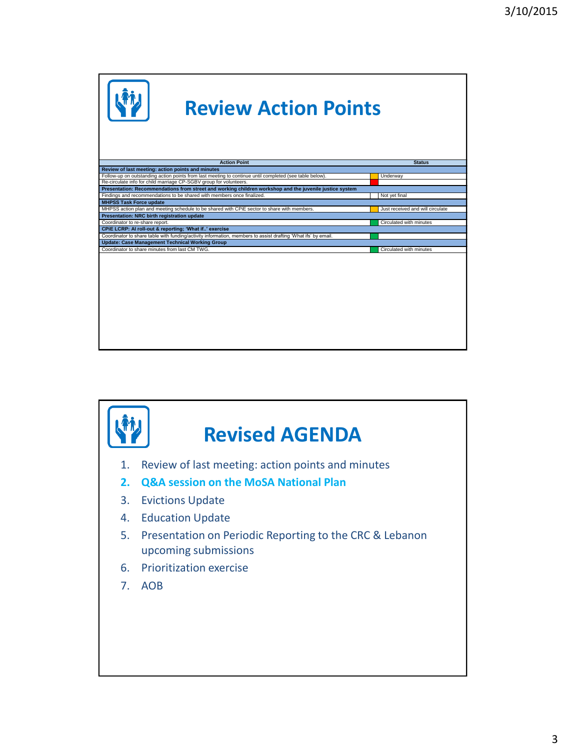# Review Action Points

| Action Point | | Status |
|---|---|---|
| **Review of last meeting: action points and minutes** | | |
| Follow-up on outstanding action points from last meeting to continue until completed (see table below). | | Underway |
| Re-circulate info for child marriage CP-SGBV group for volunteers. | | |
| **Presentation: Recommendations from street and working children workshop and the juvenile justice system** | | |
| Findings and recommendations to be shared with members once finalized. | | Not yet final |
| **MHPSS Task Force update** | | |
| MHPSS action plan and meeting schedule to be shared with CPiE sector to share with members. | | Just received and will circulate |
| **Presentation: NRC birth registration update** | | |
| Coordinator to re-share report. | | Circulated with minutes |
| **CPiE LCRP: AI roll-out & reporting; 'What if..' exercise** | | |
| Coordinator to share table with funding/activity information, members to assist drafting 'What ifs' by email. | | |
| **Update: Case Management Technical Working Group** | | |
| Coordinator to share minutes from last CM TWG. | | Circulated with minutes |

# Revised AGENDA

1. Review of last meeting: action points and minutes
2. **Q&A session on the MoSA National Plan**
3. Evictions Update
4. Education Update
5. Presentation on Periodic Reporting to the CRC & Lebanon upcoming submissions
6. Prioritization exercise
7. AOB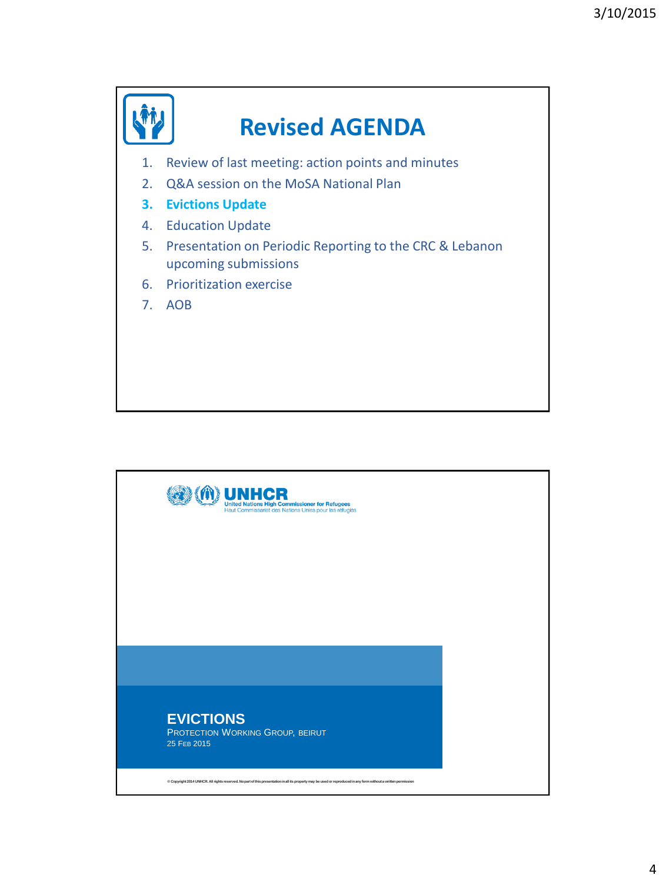# Revised AGENDA

1. Review of last meeting: action points and minutes
2. Q&A session on the MoSA National Plan
3. **Evictions Update**
4. Education Update
5. Presentation on Periodic Reporting to the CRC & Lebanon upcoming submissions
6. Prioritization exercise
7. AOB

---

UNHCR
United Nations High Commissioner for Refugees
Haut Commissariat des Nations Unies pour les réfugiés

## EVICTIONS

PROTECTION WORKING GROUP, BEIRUT
25 FEB 2015

© Copyright 2014 UNHCR. All rights reserved. No part of this presentation in all its property may be used or reproduced in any form without a written permission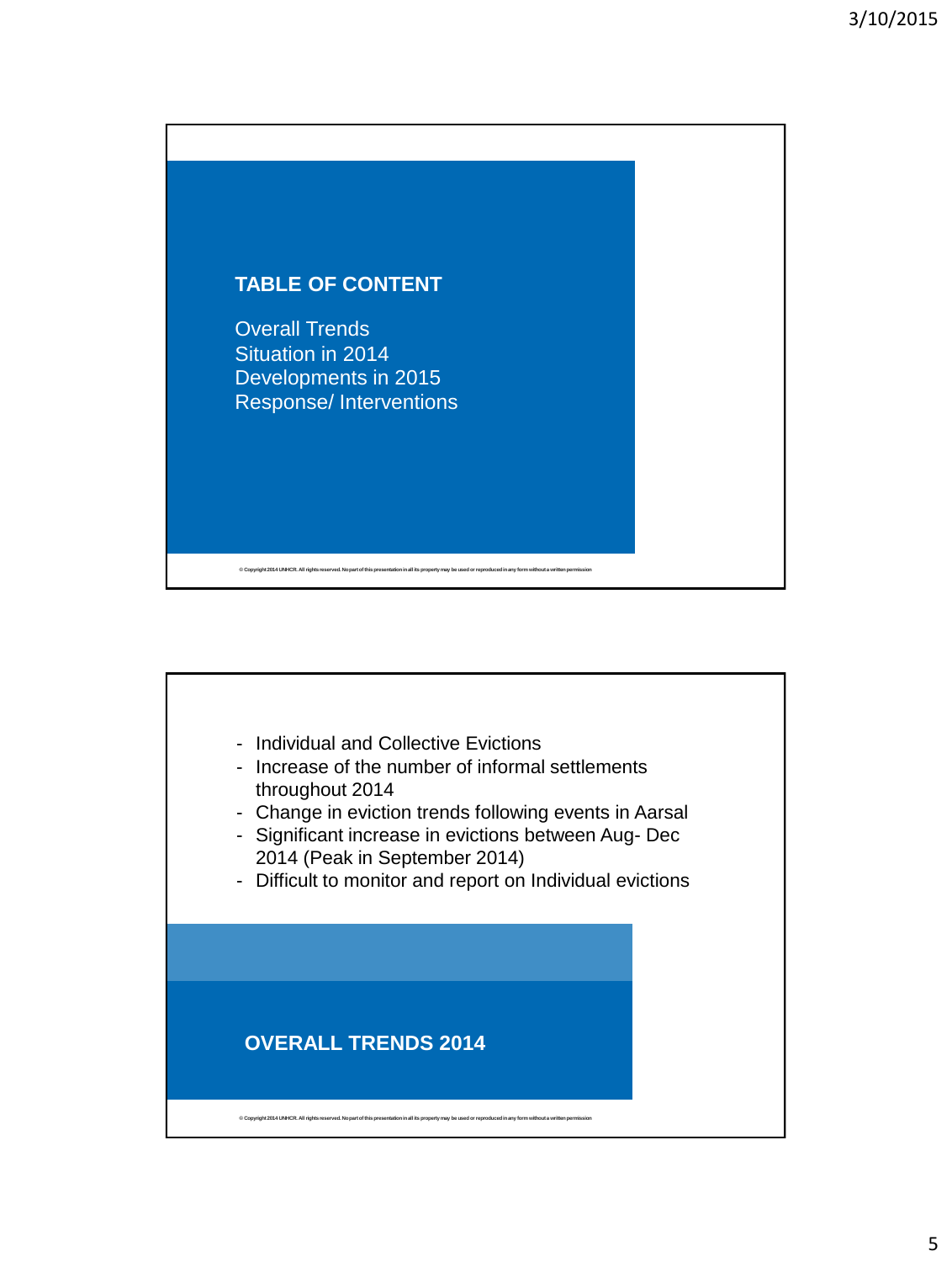## TABLE OF CONTENT

Overall Trends
Situation in 2014
Developments in 2015
Response/ Interventions

© Copyright 2014 UNHCR. All rights reserved. No part of this presentation in all its property may be used or reproduced in any form without a written permission

## OVERALL TRENDS 2014

- Individual and Collective Evictions
- Increase of the number of informal settlements throughout 2014
- Change in eviction trends following events in Aarsal
- Significant increase in evictions between Aug- Dec 2014 (Peak in September 2014)
- Difficult to monitor and report on Individual evictions

© Copyright 2014 UNHCR. All rights reserved. No part of this presentation in all its property may be used or reproduced in any form without a written permission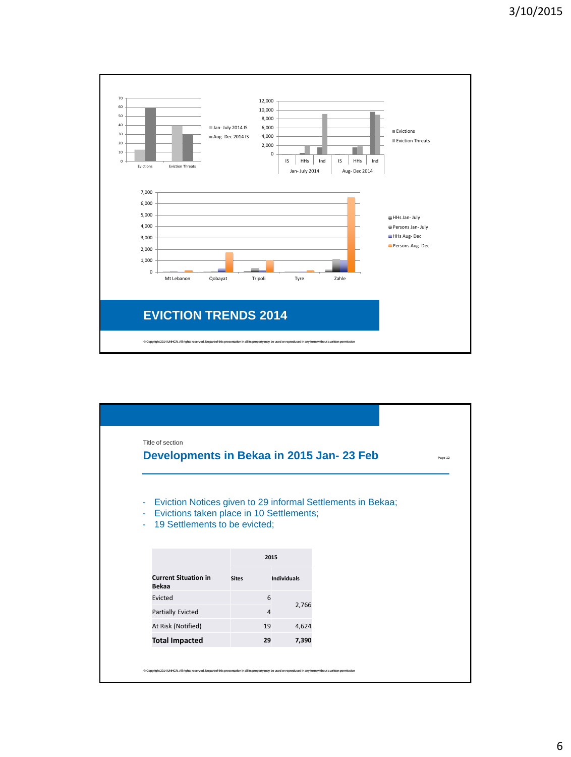## EVICTION TRENDS 2014

© Copyright 2014 UNHCR. All rights reserved. No part of this presentation in all its property may be used or reproduced in any form without a written permission

Title of section

## Developments in Bekaa in 2015 Jan- 23 Feb

- Eviction Notices given to 29 informal Settlements in Bekaa;
- Evictions taken place in 10 Settlements;
- 19 Settlements to be evicted;

| Current Situation in Bekaa | 2015 | |
|---|---|---|
| | **Sites** | **Individuals** |
| Evicted | 6 | 2,766 |
| Partially Evicted | 4 | |
| At Risk (Notified) | 19 | 4,624 |
| **Total Impacted** | **29** | **7,390** |

© Copyright 2014 UNHCR. All rights reserved. No part of this presentation in all its property may be used or reproduced in any form without a written permission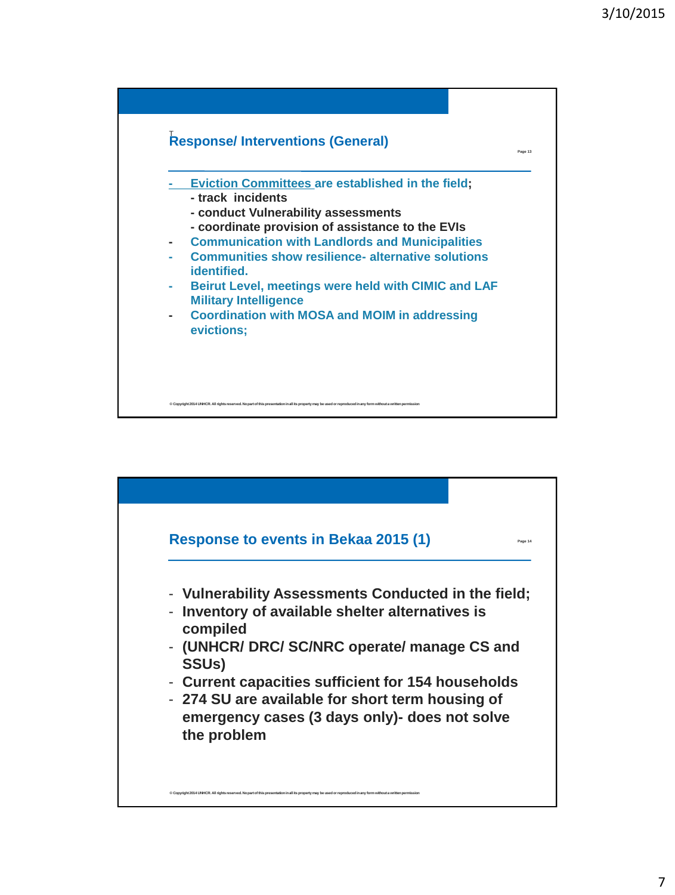## Response/ Interventions (General)

- Eviction Committees are established in the field;
  - track incidents
  - conduct Vulnerability assessments
  - coordinate provision of assistance to the EVIs
- Communication with Landlords and Municipalities
- Communities show resilience- alternative solutions identified.
- Beirut Level, meetings were held with CIMIC and LAF Military Intelligence
- Coordination with MOSA and MOIM in addressing evictions;

© Copyright 2014 UNHCR. All rights reserved. No part of this presentation in all its property may be used or reproduced in any form without a written permission

## Response to events in Bekaa 2015 (1)

- Vulnerability Assessments Conducted in the field;
- Inventory of available shelter alternatives is compiled
- (UNHCR/ DRC/ SC/NRC operate/ manage CS and SSUs)
- Current capacities sufficient for 154 households
- 274 SU are available for short term housing of emergency cases (3 days only)- does not solve the problem

© Copyright 2014 UNHCR. All rights reserved. No part of this presentation in all its property may be used or reproduced in any form without a written permission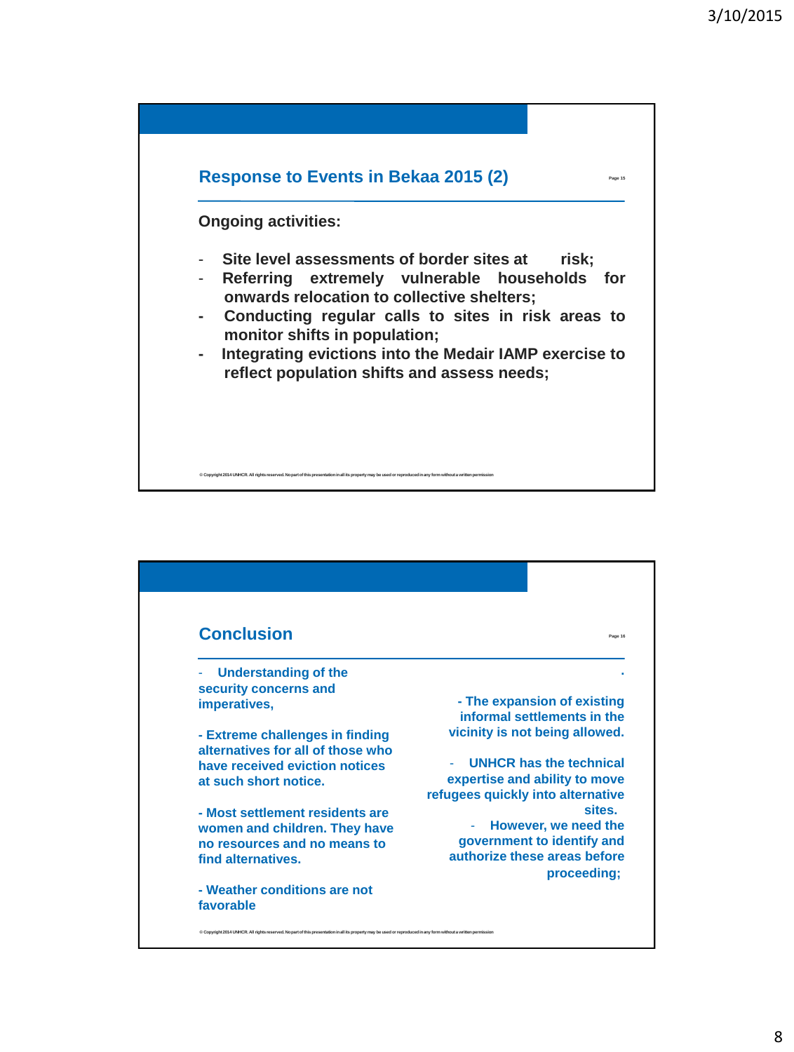## Response to Events in Bekaa 2015 (2)

**Ongoing activities:**

- **Site level assessments of border sites at risk;**
- **Referring extremely vulnerable households for onwards relocation to collective shelters;**
- **Conducting regular calls to sites in risk areas to monitor shifts in population;**
- **Integrating evictions into the Medair IAMP exercise to reflect population shifts and assess needs;**

© Copyright 2014 UNHCR. All rights reserved. No part of this presentation in all its property may be used or reproduced in any form without a written permission

## Conclusion

- **Understanding of the security concerns and imperatives,**

- **Extreme challenges in finding alternatives for all of those who have received eviction notices at such short notice.**

- **Most settlement residents are women and children. They have no resources and no means to find alternatives.**

- **Weather conditions are not favorable**

- **The expansion of existing informal settlements in the vicinity is not being allowed.**

- **UNHCR has the technical expertise and ability to move refugees quickly into alternative sites.**

- **However, we need the government to identify and authorize these areas before proceeding;**

© Copyright 2014 UNHCR. All rights reserved. No part of this presentation in all its property may be used or reproduced in any form without a written permission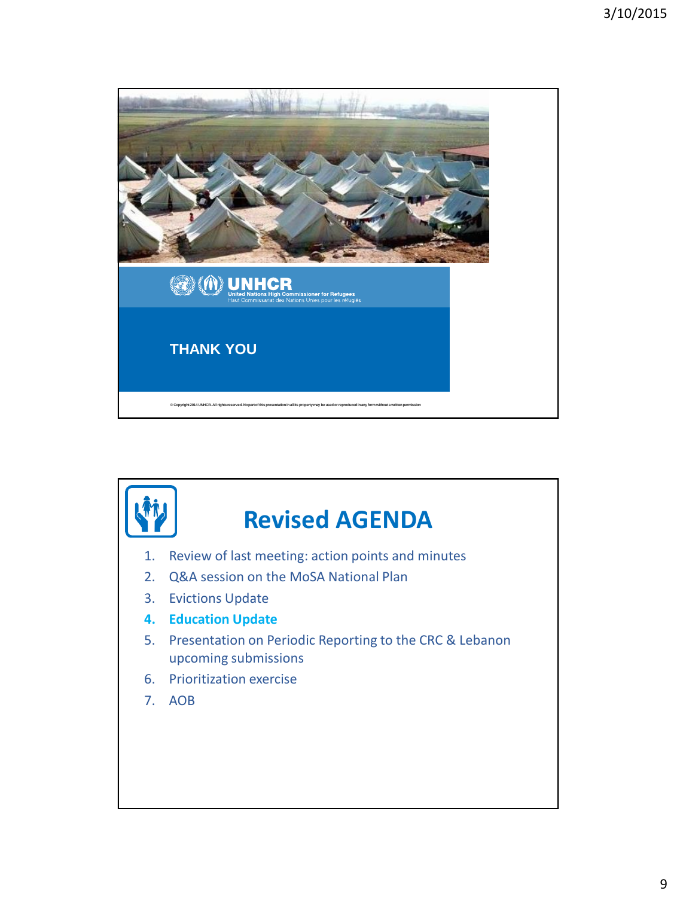UNHCR
United Nations High Commissioner for Refugees
Haut Commissariat des Nations Unies pour les réfugiés

THANK YOU

© Copyright 2014 UNHCR. All rights reserved. No part of this presentation in all its property may be used or reproduced in any form without a written permission

# Revised AGENDA

1. Review of last meeting: action points and minutes
2. Q&A session on the MoSA National Plan
3. Evictions Update
4. **Education Update**
5. Presentation on Periodic Reporting to the CRC & Lebanon upcoming submissions
6. Prioritization exercise
7. AOB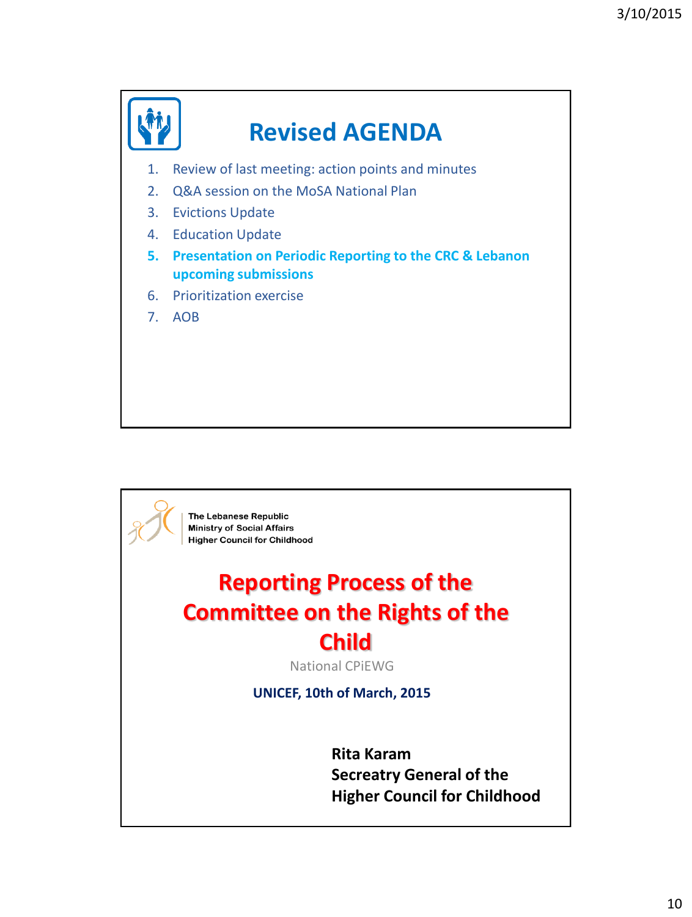## Revised AGENDA

1. Review of last meeting: action points and minutes
2. Q&A session on the MoSA National Plan
3. Evictions Update
4. Education Update
5. **Presentation on Periodic Reporting to the CRC & Lebanon upcoming submissions**
6. Prioritization exercise
7. AOB

---

The Lebanese Republic
Ministry of Social Affairs
Higher Council for Childhood

# Reporting Process of the Committee on the Rights of the Child

National CPiEWG

**UNICEF, 10th of March, 2015**

**Rita Karam**
**Secreatry General of the Higher Council for Childhood**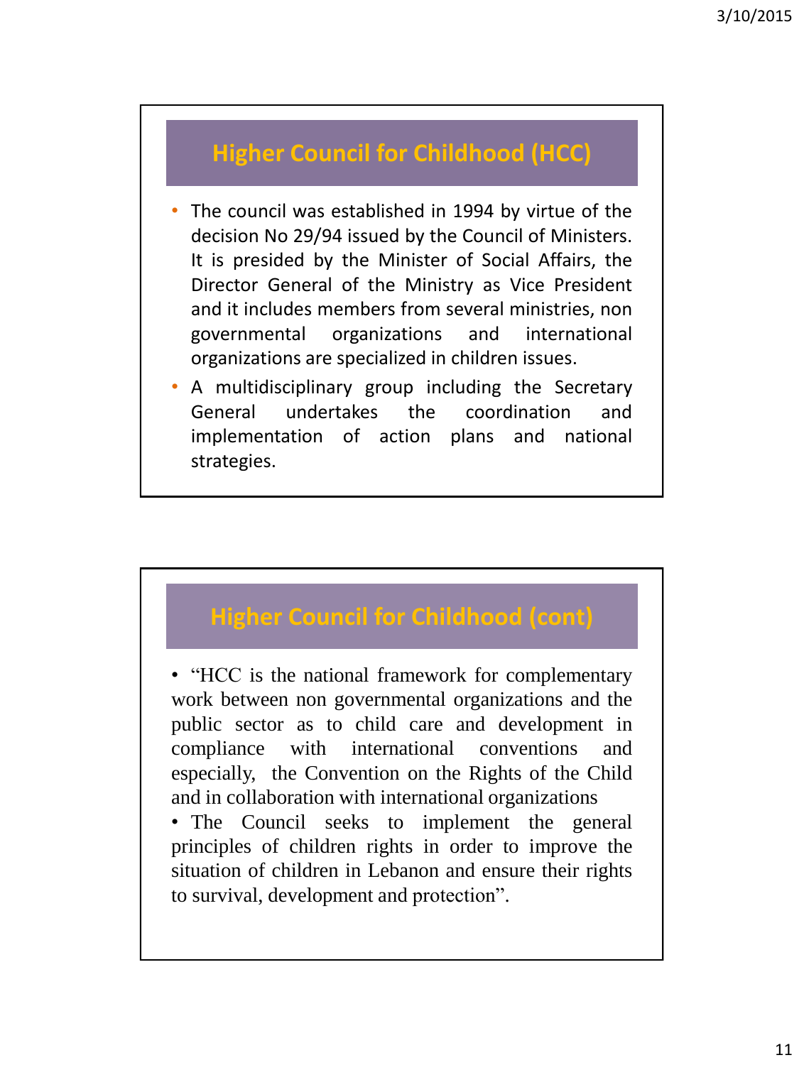## Higher Council for Childhood (HCC)

- The council was established in 1994 by virtue of the decision No 29/94 issued by the Council of Ministers. It is presided by the Minister of Social Affairs, the Director General of the Ministry as Vice President and it includes members from several ministries, non governmental organizations and international organizations are specialized in children issues.
- A multidisciplinary group including the Secretary General undertakes the coordination and implementation of action plans and national strategies.

## Higher Council for Childhood (cont)

- "HCC is the national framework for complementary work between non governmental organizations and the public sector as to child care and development in compliance with international conventions and especially, the Convention on the Rights of the Child and in collaboration with international organizations
- The Council seeks to implement the general principles of children rights in order to improve the situation of children in Lebanon and ensure their rights to survival, development and protection".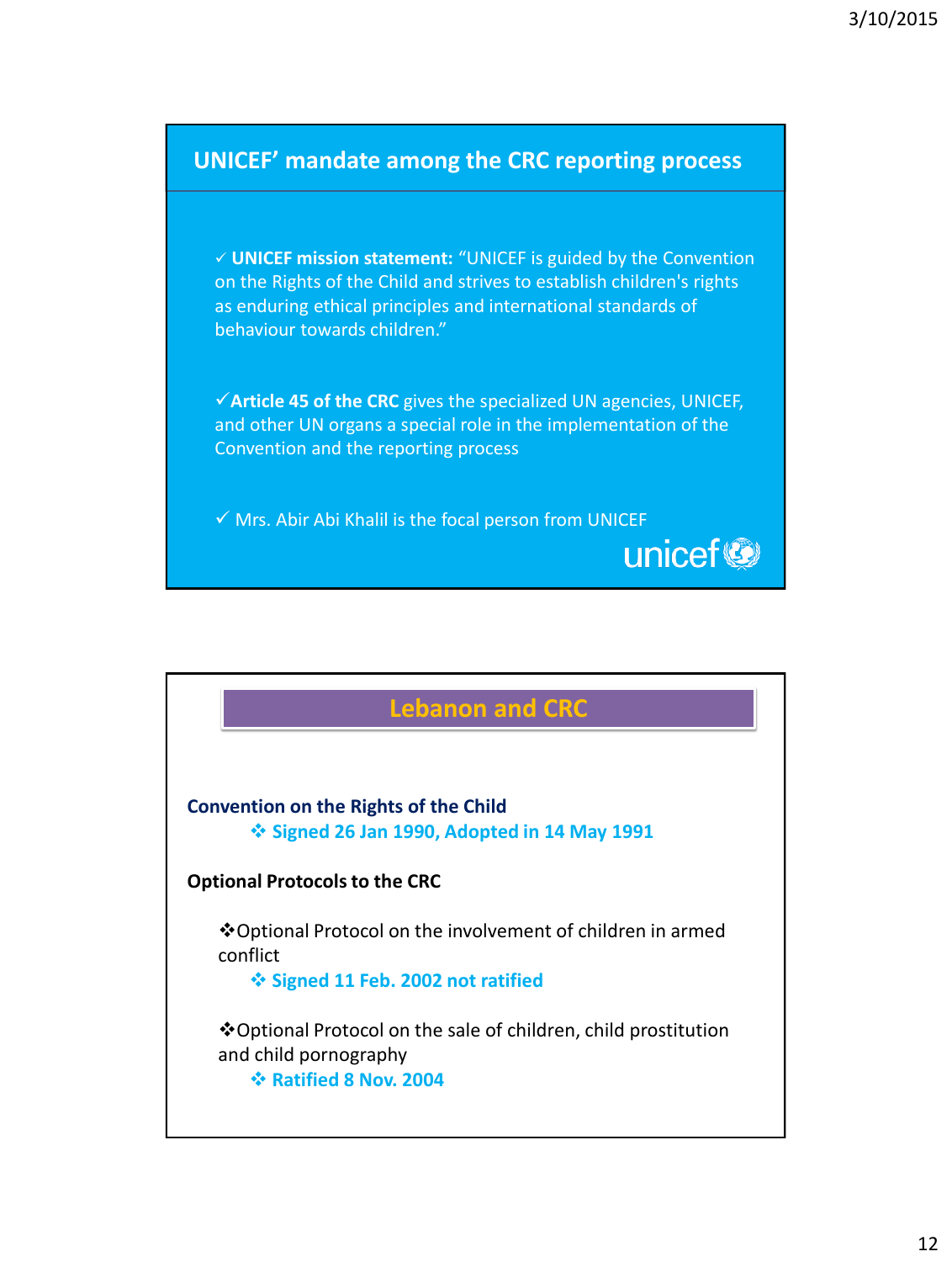## UNICEF' mandate among the CRC reporting process

- ✓ **UNICEF mission statement:** "UNICEF is guided by the Convention on the Rights of the Child and strives to establish children's rights as enduring ethical principles and international standards of behaviour towards children."
- ✓ **Article 45 of the CRC** gives the specialized UN agencies, UNICEF, and other UN organs a special role in the implementation of the Convention and the reporting process
- ✓ Mrs. Abir Abi Khalil is the focal person from UNICEF

unicef

## Lebanon and CRC

**Convention on the Rights of the Child**

- ❖ **Signed 26 Jan 1990, Adopted in 14 May 1991**

**Optional Protocols to the CRC**

- ❖ Optional Protocol on the involvement of children in armed conflict
  - ❖ **Signed 11 Feb. 2002 not ratified**
- ❖ Optional Protocol on the sale of children, child prostitution and child pornography
  - ❖ **Ratified 8 Nov. 2004**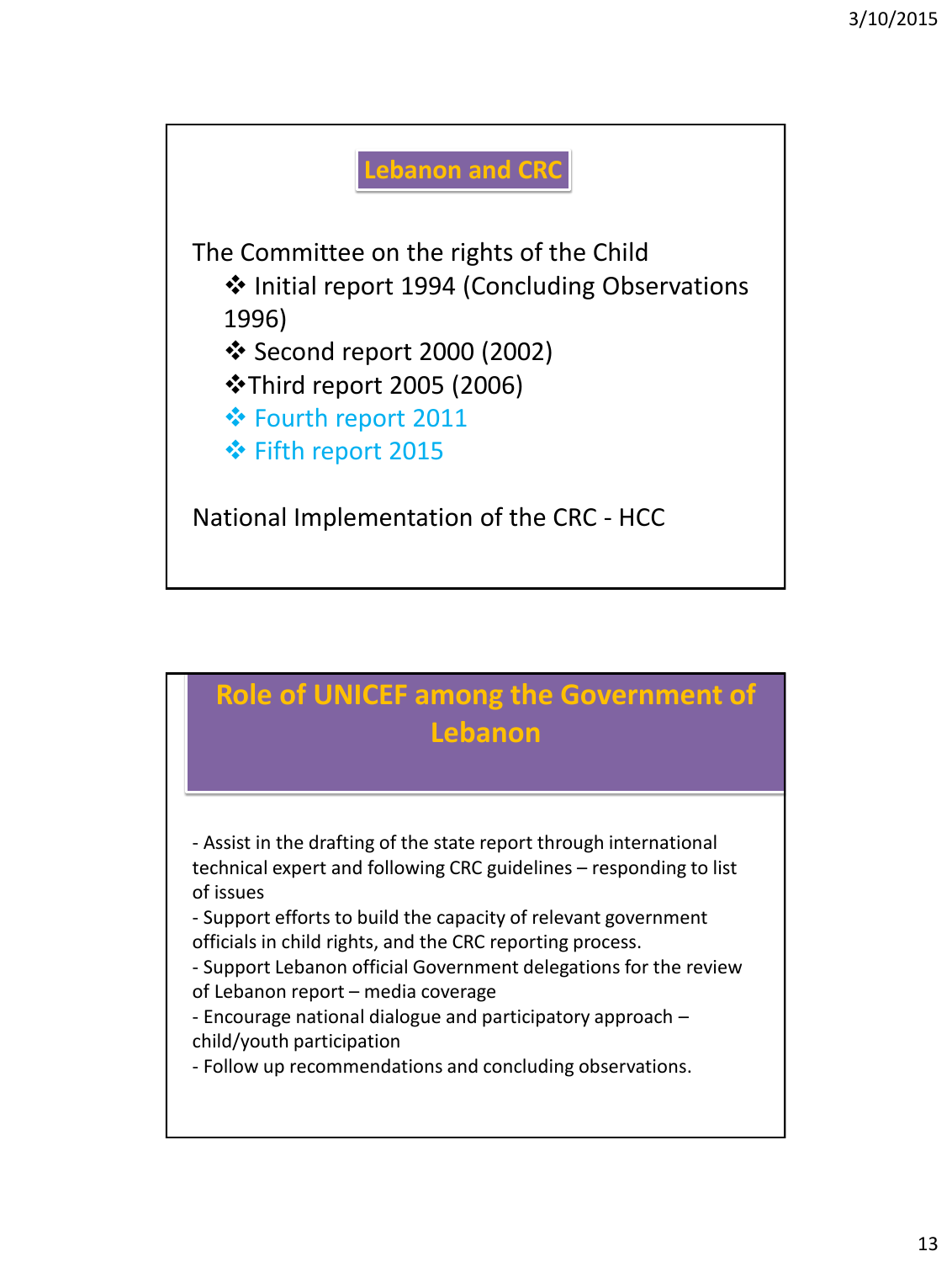## Lebanon and CRC

The Committee on the rights of the Child

- Initial report 1994 (Concluding Observations 1996)
- Second report 2000 (2002)
- Third report 2005 (2006)
- Fourth report 2011
- Fifth report 2015

National Implementation of the CRC - HCC

## Role of UNICEF among the Government of Lebanon

- Assist in the drafting of the state report through international technical expert and following CRC guidelines – responding to list of issues
- Support efforts to build the capacity of relevant government officials in child rights, and the CRC reporting process.
- Support Lebanon official Government delegations for the review of Lebanon report – media coverage
- Encourage national dialogue and participatory approach – child/youth participation
- Follow up recommendations and concluding observations.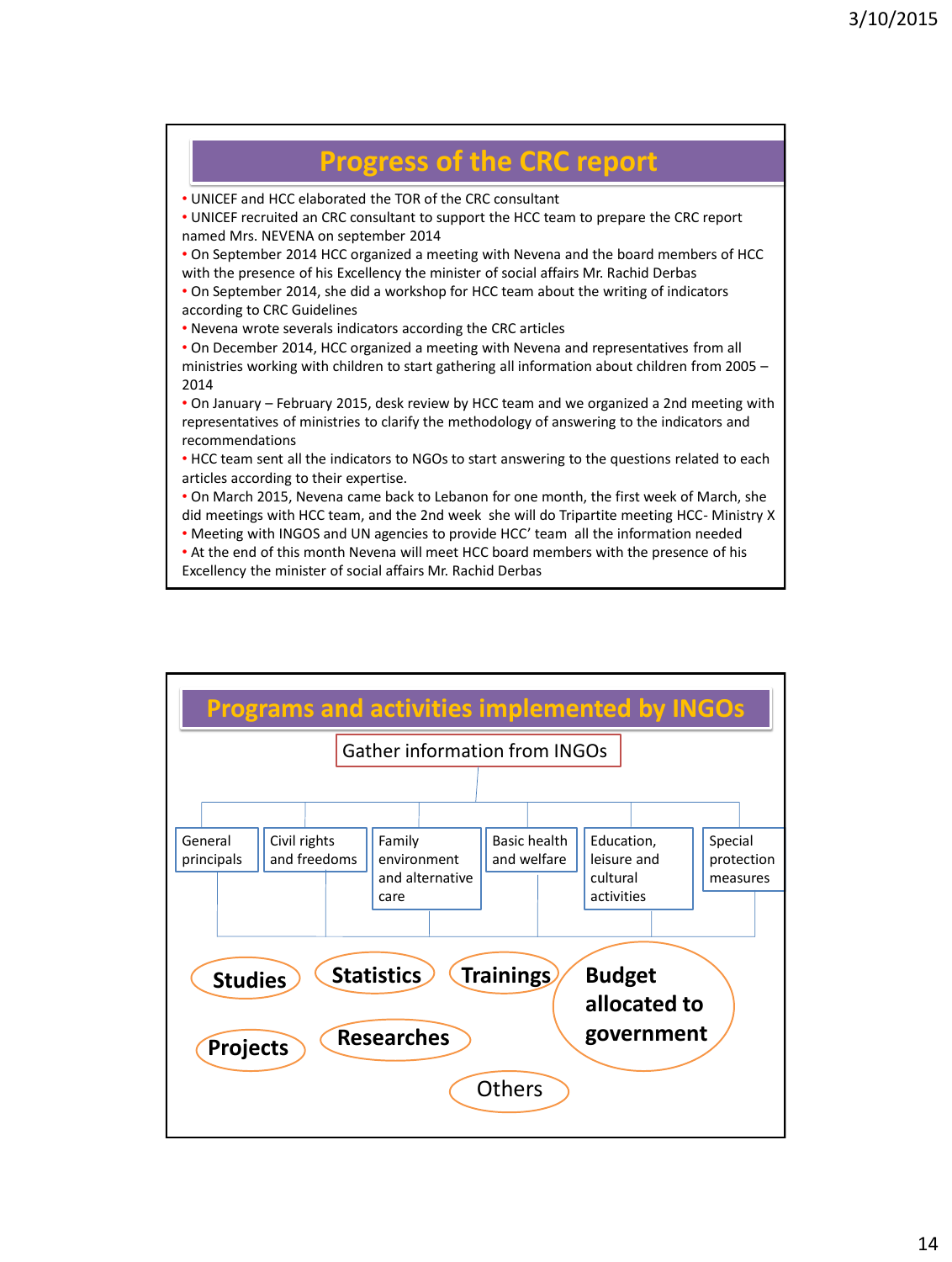## Progress of the CRC report

- UNICEF and HCC elaborated the TOR of the CRC consultant
- UNICEF recruited an CRC consultant to support the HCC team to prepare the CRC report named Mrs. NEVENA on september 2014
- On September 2014 HCC organized a meeting with Nevena and the board members of HCC with the presence of his Excellency the minister of social affairs Mr. Rachid Derbas
- On September 2014, she did a workshop for HCC team about the writing of indicators according to CRC Guidelines
- Nevena wrote severals indicators according the CRC articles
- On December 2014, HCC organized a meeting with Nevena and representatives from all ministries working with children to start gathering all information about children from 2005 – 2014
- On January – February 2015, desk review by HCC team and we organized a 2nd meeting with representatives of ministries to clarify the methodology of answering to the indicators and recommendations
- HCC team sent all the indicators to NGOs to start answering to the questions related to each articles according to their expertise.
- On March 2015, Nevena came back to Lebanon for one month, the first week of March, she did meetings with HCC team, and the 2nd week she will do Tripartite meeting HCC- Ministry X
- Meeting with INGOS and UN agencies to provide HCC' team all the information needed
- At the end of this month Nevena will meet HCC board members with the presence of his Excellency the minister of social affairs Mr. Rachid Derbas

## Programs and activities implemented by INGOs

Gather information from INGOs

- General principals
- Civil rights and freedoms
- Family environment and alternative care
- Basic health and welfare
- Education, leisure and cultural activities
- Special protection measures

**Studies** | **Statistics** | **Trainings** | **Budget allocated to government** | **Projects** | **Researches** | Others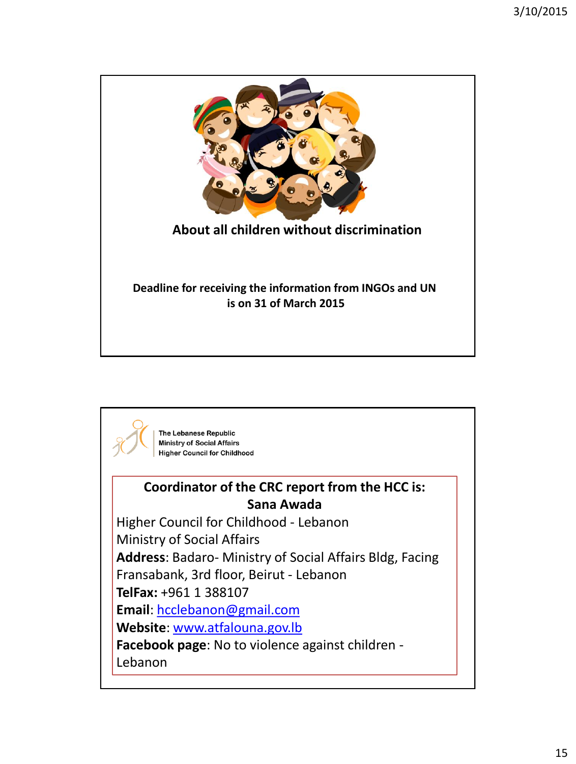About all children without discrimination

Deadline for receiving the information from INGOs and UN is on 31 of March 2015

The Lebanese Republic
Ministry of Social Affairs
Higher Council for Childhood

**Coordinator of the CRC report from the HCC is:**
**Sana Awada**

Higher Council for Childhood - Lebanon
Ministry of Social Affairs
**Address**: Badaro- Ministry of Social Affairs Bldg, Facing Fransabank, 3rd floor, Beirut - Lebanon
**TelFax:** +961 1 388107
**Email**: hcclebanon@gmail.com
**Website**: www.atfalouna.gov.lb
**Facebook page**: No to violence against children - Lebanon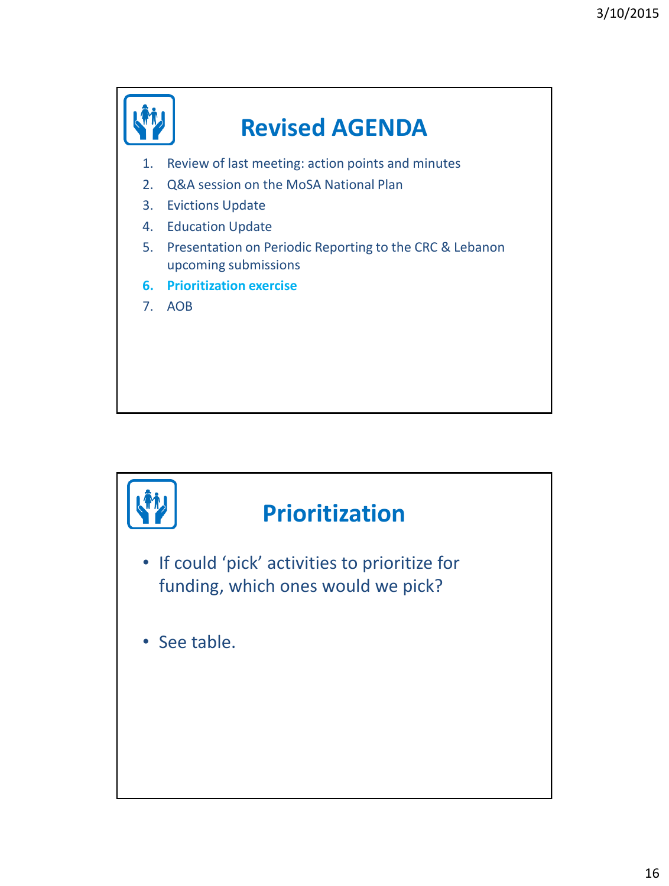## Revised AGENDA

1. Review of last meeting: action points and minutes
2. Q&A session on the MoSA National Plan
3. Evictions Update
4. Education Update
5. Presentation on Periodic Reporting to the CRC & Lebanon upcoming submissions
6. **Prioritization exercise**
7. AOB

## Prioritization

- If could 'pick' activities to prioritize for funding, which ones would we pick?
- See table.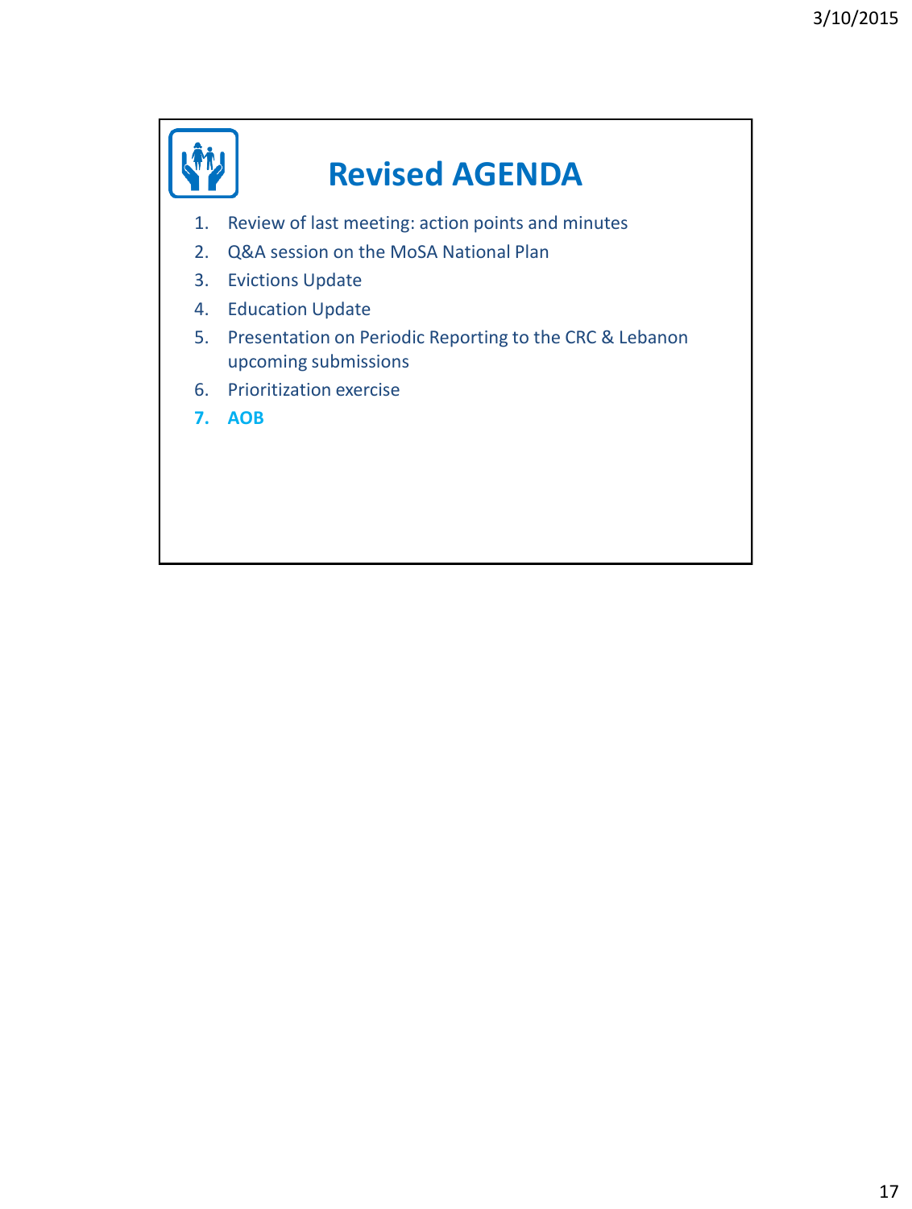# Revised AGENDA

1. Review of last meeting: action points and minutes
2. Q&A session on the MoSA National Plan
3. Evictions Update
4. Education Update
5. Presentation on Periodic Reporting to the CRC & Lebanon upcoming submissions
6. Prioritization exercise
7. **AOB**